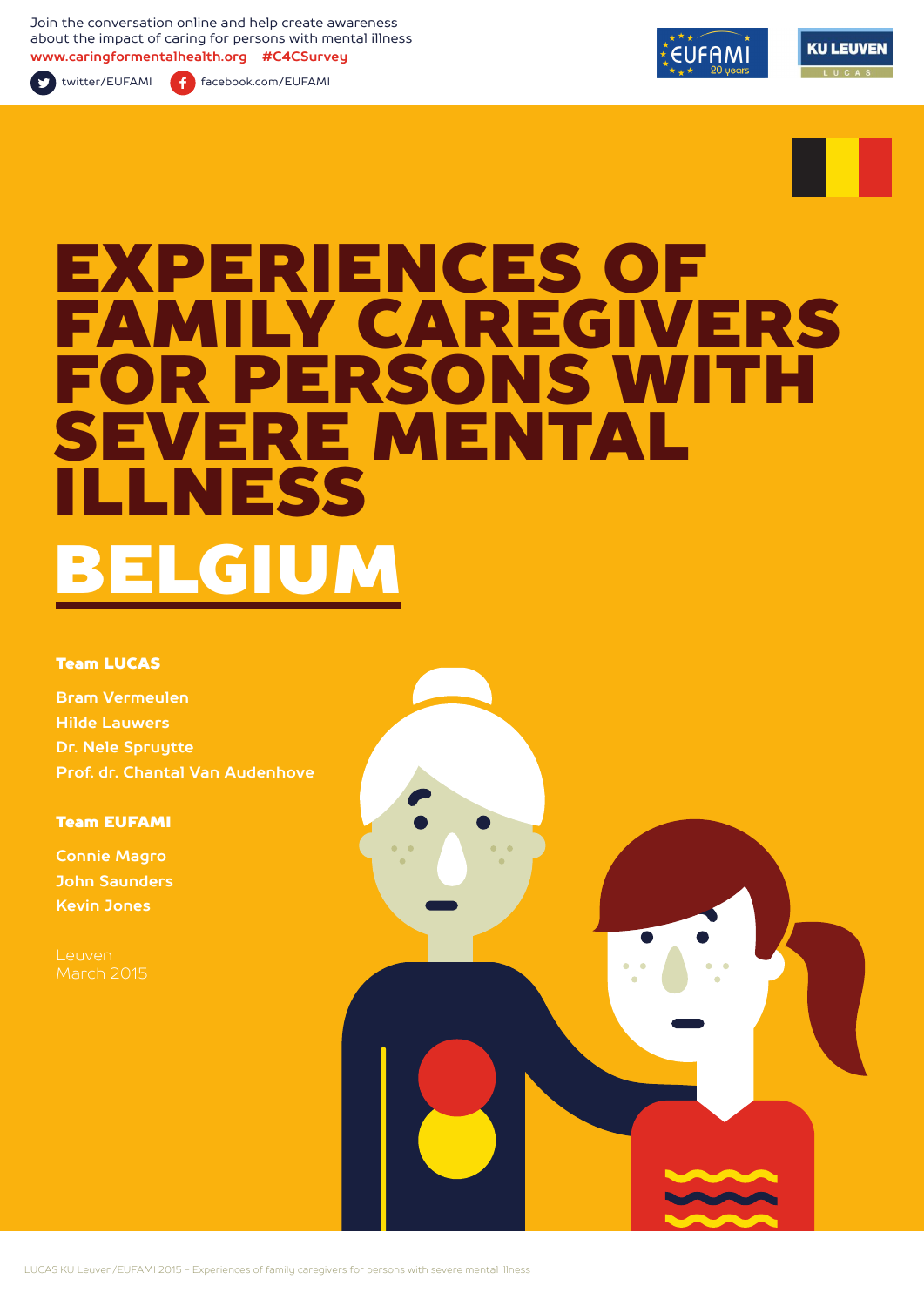Join the conversation online and help create awareness about the impact of caring for persons with mental illness

**www.caringformentalhealth.org #C4CSurvey**

twitter/EUFAMI facebook.com/EUFAMI

# EXPERIENCES OF FAMILY CAREGIVERS FOR PERSONS WITH SEVERE MENTAL ILLNESS

# BELGIUM

**Team LUCAS**

Bram Vermeulen
Hilde Lauwers
Dr. Nele Spruytte
Prof. dr. Chantal Van Audenhove

**Team EUFAMI**

Connie Magro
John Saunders
Kevin Jones

Leuven
March 2015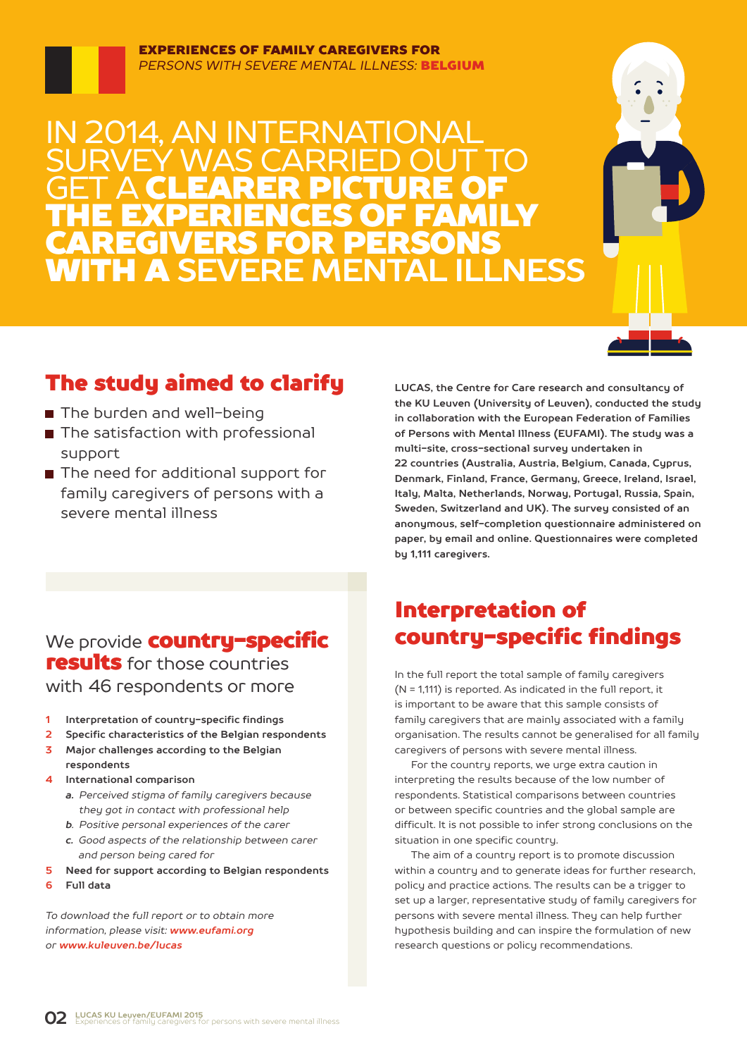**EXPERIENCES OF FAMILY CAREGIVERS FOR**
*PERSONS WITH SEVERE MENTAL ILLNESS:* **BELGIUM**

# IN 2014, AN INTERNATIONAL SURVEY WAS CARRIED OUT TO GET A **CLEARER PICTURE OF THE EXPERIENCES OF FAMILY CAREGIVERS FOR PERSONS WITH A** SEVERE MENTAL ILLNESS

## The study aimed to clarify

- The burden and well-being
- The satisfaction with professional support
- The need for additional support for family caregivers of persons with a severe mental illness

**LUCAS, the Centre for Care research and consultancy of the KU Leuven (University of Leuven), conducted the study in collaboration with the European Federation of Families of Persons with Mental Illness (EUFAMI). The study was a multi-site, cross-sectional survey undertaken in 22 countries (Australia, Austria, Belgium, Canada, Cyprus, Denmark, Finland, France, Germany, Greece, Ireland, Israel, Italy, Malta, Netherlands, Norway, Portugal, Russia, Spain, Sweden, Switzerland and UK). The survey consisted of an anonymous, self-completion questionnaire administered on paper, by email and online. Questionnaires were completed by 1,111 caregivers.**

### We provide **country-specific results** for those countries with 46 respondents or more

1. **Interpretation of country-specific findings**
2. **Specific characteristics of the Belgian respondents**
3. **Major challenges according to the Belgian respondents**
4. **International comparison**
   - *a. Perceived stigma of family caregivers because they got in contact with professional help*
   - *b. Positive personal experiences of the carer*
   - *c. Good aspects of the relationship between carer and person being cared for*
5. **Need for support according to Belgian respondents**
6. **Full data**

*To download the full report or to obtain more information, please visit:* ***www.eufami.org*** *or* ***www.kuleuven.be/lucas***

## Interpretation of country-specific findings

In the full report the total sample of family caregivers (N = 1,111) is reported. As indicated in the full report, it is important to be aware that this sample consists of family caregivers that are mainly associated with a family organisation. The results cannot be generalised for all family caregivers of persons with severe mental illness.

For the country reports, we urge extra caution in interpreting the results because of the low number of respondents. Statistical comparisons between countries or between specific countries and the global sample are difficult. It is not possible to infer strong conclusions on the situation in one specific country.

The aim of a country report is to promote discussion within a country and to generate ideas for further research, policy and practice actions. The results can be a trigger to set up a larger, representative study of family caregivers for persons with severe mental illness. They can help further hypothesis building and can inspire the formulation of new research questions or policy recommendations.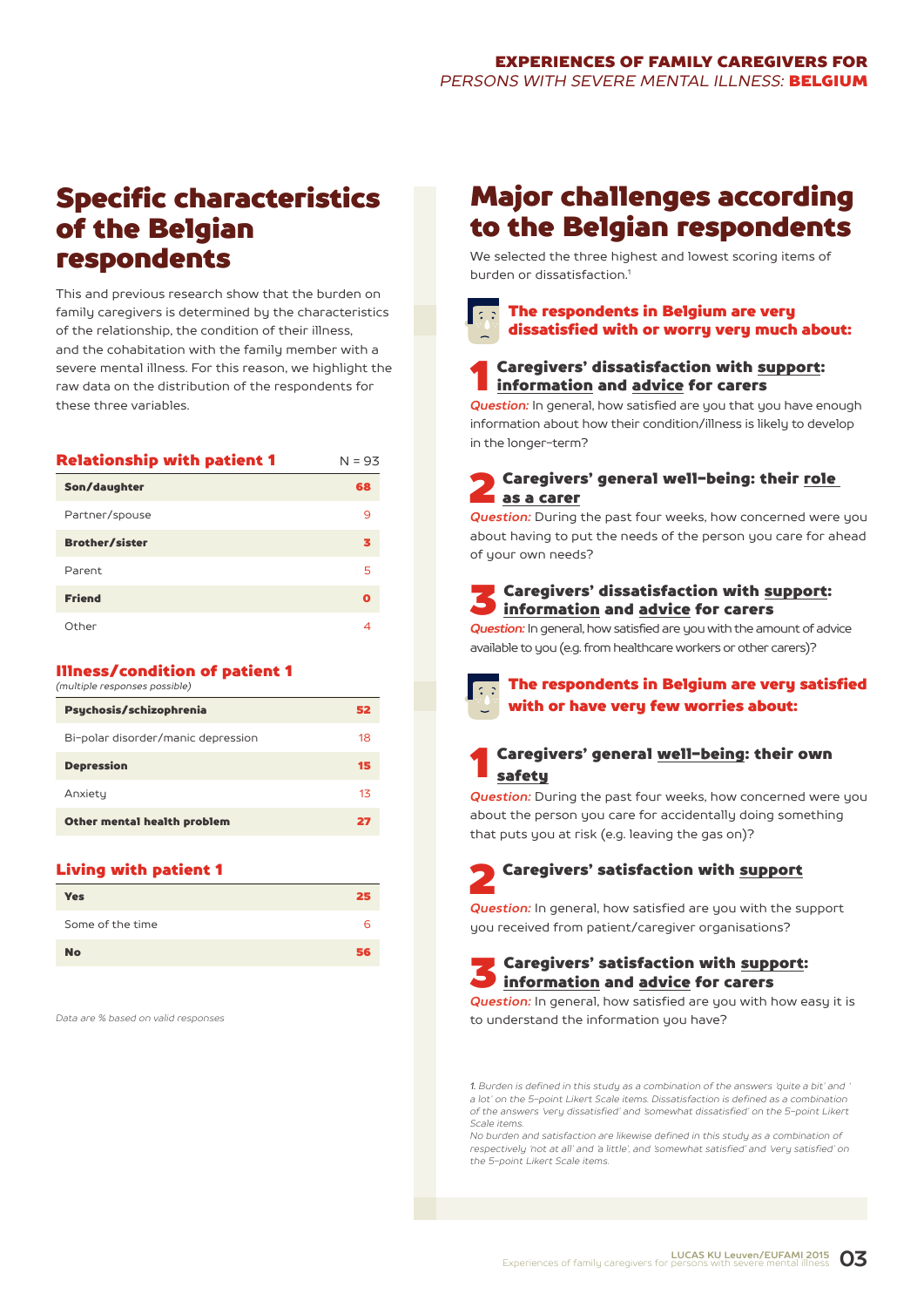# Specific characteristics of the Belgian respondents

This and previous research show that the burden on family caregivers is determined by the characteristics of the relationship, the condition of their illness, and the cohabitation with the family member with a severe mental illness. For this reason, we highlight the raw data on the distribution of the respondents for these three variables.

| Relationship with patient 1 | N = 93 |
|---|---|
| **Son/daughter** | **68** |
| Partner/spouse | 9 |
| **Brother/sister** | **3** |
| Parent | 5 |
| **Friend** | **0** |
| Other | 4 |

### Illness/condition of patient 1
*(multiple responses possible)*

| Illness/condition | % |
|---|---|
| **Psychosis/schizophrenia** | **52** |
| Bi-polar disorder/manic depression | 18 |
| **Depression** | **15** |
| Anxiety | 13 |
| **Other mental health problem** | **27** |

### Living with patient 1

| Living with patient 1 | % |
|---|---|
| **Yes** | **25** |
| Some of the time | 6 |
| **No** | **56** |

*Data are % based on valid responses*

# Major challenges according to the Belgian respondents

We selected the three highest and lowest scoring items of burden or dissatisfaction.[1]

## The respondents in Belgium are very dissatisfied with or worry very much about:

### 1 Caregivers' dissatisfaction with support: information and advice for carers

*Question:* In general, how satisfied are you that you have enough information about how their condition/illness is likely to develop in the longer-term?

### 2 Caregivers' general well-being: their role as a carer

*Question:* During the past four weeks, how concerned were you about having to put the needs of the person you care for ahead of your own needs?

### 3 Caregivers' dissatisfaction with support: information and advice for carers

*Question:* In general, how satisfied are you with the amount of advice available to you (e.g. from healthcare workers or other carers)?

## The respondents in Belgium are very satisfied with or have very few worries about:

### 1 Caregivers' general well-being: their own safety

*Question:* During the past four weeks, how concerned were you about the person you care for accidentally doing something that puts you at risk (e.g. leaving the gas on)?

### 2 Caregivers' satisfaction with support

*Question:* In general, how satisfied are you with the support you received from patient/caregiver organisations?

### 3 Caregivers' satisfaction with support: information and advice for carers

*Question:* In general, how satisfied are you with how easy it is to understand the information you have?

*1. Burden is defined in this study as a combination of the answers 'quite a bit' and 'a lot' on the 5-point Likert Scale items. Dissatisfaction is defined as a combination of the answers 'very dissatisfied' and 'somewhat dissatisfied' on the 5-point Likert Scale items.*
*No burden and satisfaction are likewise defined in this study as a combination of respectively 'not at all' and 'a little', and 'somewhat satisfied' and 'very satisfied' on the 5-point Likert Scale items.*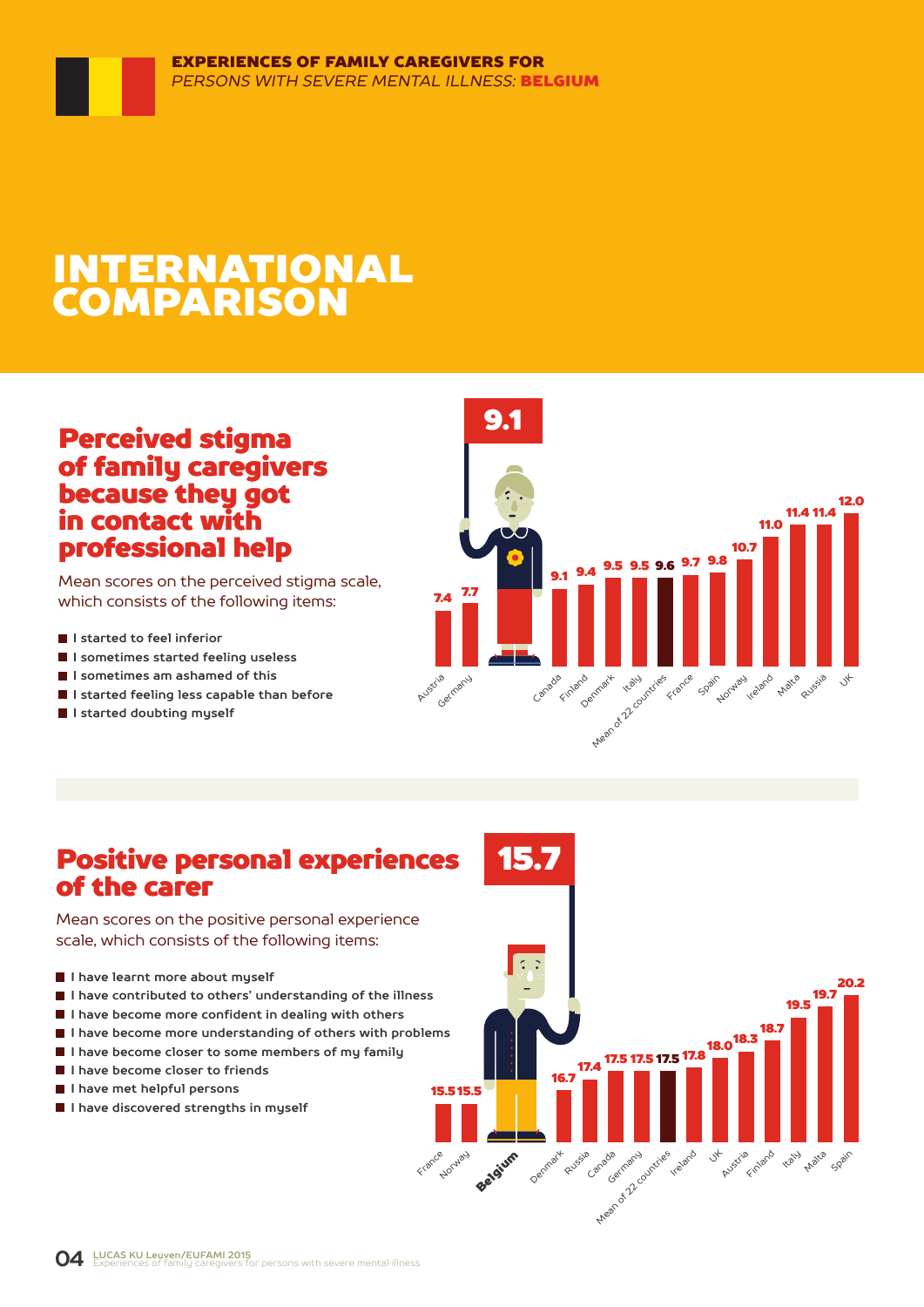EXPERIENCES OF FAMILY CAREGIVERS FOR
*PERSONS WITH SEVERE MENTAL ILLNESS:* **BELGIUM**

# INTERNATIONAL COMPARISON

## Perceived stigma of family caregivers because they got in contact with professional help

Mean scores on the perceived stigma scale, which consists of the following items:

- I started to feel inferior
- I sometimes started feeling useless
- I sometimes am ashamed of this
- I started feeling less capable than before
- I started doubting myself

| Country | Score |
|---|---|
| Austria | 7.4 |
| Germany | 7.7 |
| Belgium | 9.1 |
| Canada | 9.1 |
| Finland | 9.4 |
| Denmark | 9.5 |
| Italy | 9.5 |
| Mean of 22 countries | 9.6 |
| France | 9.7 |
| Spain | 9.8 |
| Norway | 10.7 |
| Ireland | 11.0 |
| Malta | 11.4 |
| Russia | 11.4 |
| UK | 12.0 |

## Positive personal experiences of the carer

Mean scores on the positive personal experience scale, which consists of the following items:

- I have learnt more about myself
- I have contributed to others' understanding of the illness
- I have become more confident in dealing with others
- I have become more understanding of others with problems
- I have become closer to some members of my family
- I have become closer to friends
- I have met helpful persons
- I have discovered strengths in myself

| Country | Score |
|---|---|
| France | 15.5 |
| Norway | 15.5 |
| Belgium | 15.7 |
| Denmark | 16.7 |
| Russia | 17.4 |
| Canada | 17.5 |
| Germany | 17.5 |
| Mean of 22 countries | 17.5 |
| Ireland | 17.8 |
| UK | 18.0 |
| Austria | 18.3 |
| Finland | 18.7 |
| Italy | 19.5 |
| Malta | 19.7 |
| Spain | 20.2 |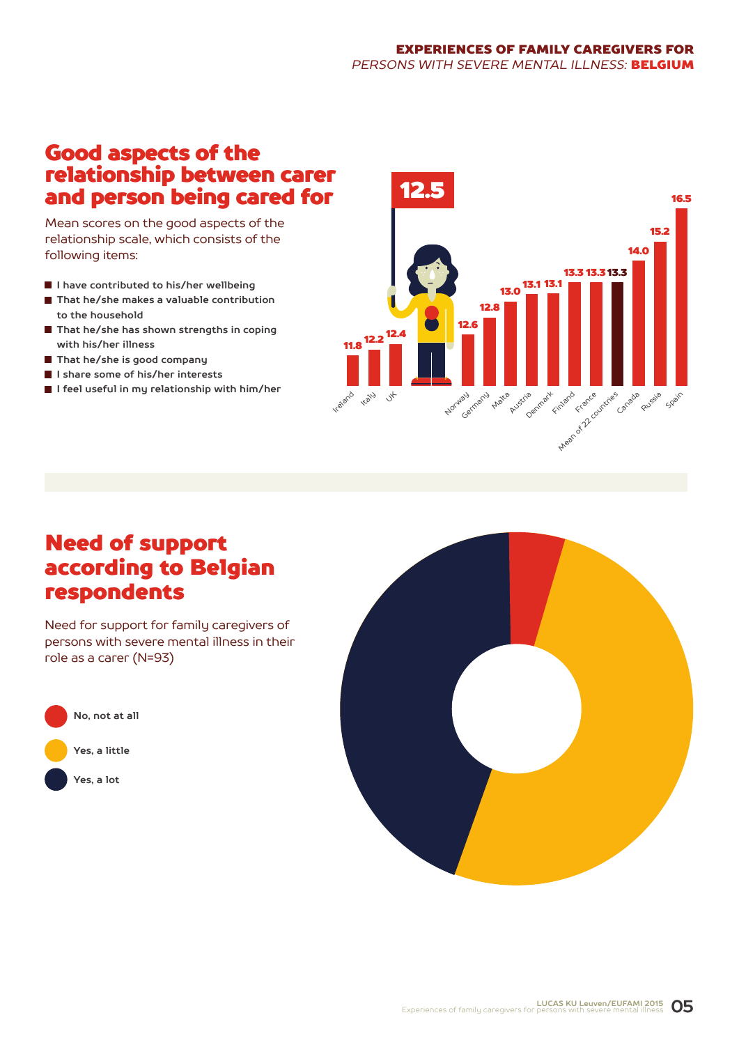## Good aspects of the relationship between carer and person being cared for

Mean scores on the good aspects of the relationship scale, which consists of the following items:

- I have contributed to his/her wellbeing
- That he/she makes a valuable contribution to the household
- That he/she has shown strengths in coping with his/her illness
- That he/she is good company
- I share some of his/her interests
- I feel useful in my relationship with him/her

12.5

| Country | Score |
|---|---|
| Ireland | 11.8 |
| Italy | 12.2 |
| UK | 12.4 |
| Belgium | 12.5 |
| Norway | 12.6 |
| Germany | 12.8 |
| Malta | 13.0 |
| Austria | 13.1 |
| Denmark | 13.1 |
| Finland | 13.3 |
| France | 13.3 |
| Mean of 22 countries | 13.3 |
| Canada | 14.0 |
| Russia | 15.2 |
| Spain | 16.5 |

## Need of support according to Belgian respondents

Need for support for family caregivers of persons with severe mental illness in their role as a carer (N=93)

- No, not at all
- Yes, a little
- Yes, a lot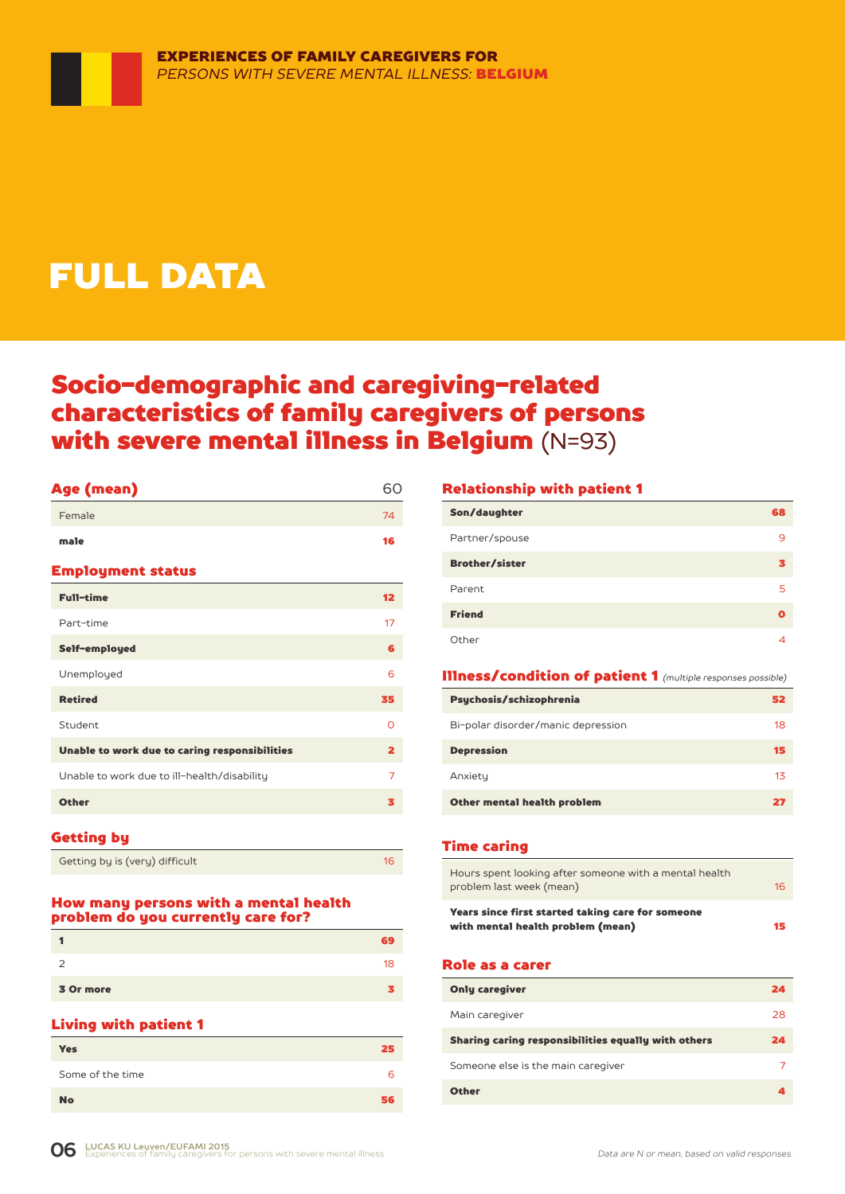# FULL DATA

## Socio-demographic and caregiving-related characteristics of family caregivers of persons with severe mental illness in Belgium (N=93)

### Age (mean) 60

| | |
|---|---|
| Female | 74 |
| **male** | **16** |

### Employment status

| | |
|---|---|
| **Full-time** | **12** |
| Part-time | 17 |
| **Self-employed** | **6** |
| Unemployed | 6 |
| **Retired** | **35** |
| Student | 0 |
| **Unable to work due to caring responsibilities** | **2** |
| Unable to work due to ill-health/disability | 7 |
| **Other** | **3** |

### Getting by

| | |
|---|---|
| Getting by is (very) difficult | 16 |

### How many persons with a mental health problem do you currently care for?

| | |
|---|---|
| **1** | **69** |
| 2 | 18 |
| **3 Or more** | **3** |

### Living with patient 1

| | |
|---|---|
| **Yes** | **25** |
| Some of the time | 6 |
| **No** | **56** |

### Relationship with patient 1

| | |
|---|---|
| **Son/daughter** | **68** |
| Partner/spouse | 9 |
| **Brother/sister** | **3** |
| Parent | 5 |
| **Friend** | **0** |
| Other | 4 |

### Illness/condition of patient 1 *(multiple responses possible)*

| | |
|---|---|
| **Psychosis/schizophrenia** | **52** |
| Bi-polar disorder/manic depression | 18 |
| **Depression** | **15** |
| Anxiety | 13 |
| **Other mental health problem** | **27** |

### Time caring

| | |
|---|---|
| Hours spent looking after someone with a mental health problem last week (mean) | 16 |
| **Years since first started taking care for someone with mental health problem (mean)** | **15** |

### Role as a carer

| | |
|---|---|
| **Only caregiver** | **24** |
| Main caregiver | 28 |
| **Sharing caring responsibilities equally with others** | **24** |
| Someone else is the main caregiver | 7 |
| **Other** | **4** |

*Data are N or mean, based on valid responses.*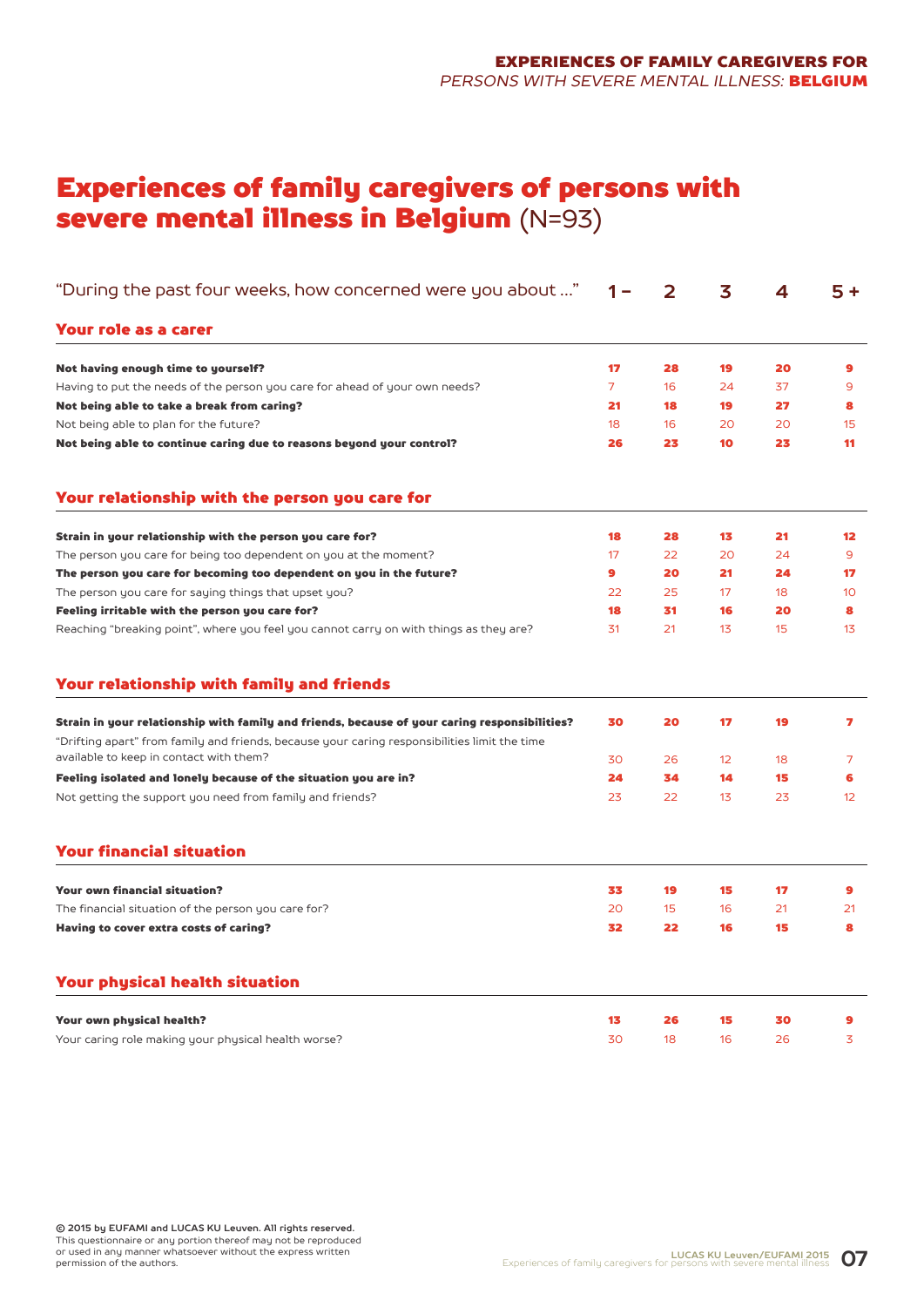# Experiences of family caregivers of persons with severe mental illness in Belgium (N=93)

| "During the past four weeks, how concerned were you about …" | 1 – | 2 | 3 | 4 | 5 + |
|---|---|---|---|---|---|
| **Your role as a carer** | | | | | |
| **Not having enough time to yourself?** | **17** | **28** | **19** | **20** | **9** |
| Having to put the needs of the person you care for ahead of your own needs? | 7 | 16 | 24 | 37 | 9 |
| **Not being able to take a break from caring?** | **21** | **18** | **19** | **27** | **8** |
| Not being able to plan for the future? | 18 | 16 | 20 | 20 | 15 |
| **Not being able to continue caring due to reasons beyond your control?** | **26** | **23** | **10** | **23** | **11** |
| **Your relationship with the person you care for** | | | | | |
| **Strain in your relationship with the person you care for?** | **18** | **28** | **13** | **21** | **12** |
| The person you care for being too dependent on you at the moment? | 17 | 22 | 20 | 24 | 9 |
| **The person you care for becoming too dependent on you in the future?** | **9** | **20** | **21** | **24** | **17** |
| The person you care for saying things that upset you? | 22 | 25 | 17 | 18 | 10 |
| **Feeling irritable with the person you care for?** | **18** | **31** | **16** | **20** | **8** |
| Reaching "breaking point", where you feel you cannot carry on with things as they are? | 31 | 21 | 13 | 15 | 13 |
| **Your relationship with family and friends** | | | | | |
| **Strain in your relationship with family and friends, because of your caring responsibilities?** | **30** | **20** | **17** | **19** | **7** |
| "Drifting apart" from family and friends, because your caring responsibilities limit the time available to keep in contact with them? | 30 | 26 | 12 | 18 | 7 |
| **Feeling isolated and lonely because of the situation you are in?** | **24** | **34** | **14** | **15** | **6** |
| Not getting the support you need from family and friends? | 23 | 22 | 13 | 23 | 12 |
| **Your financial situation** | | | | | |
| **Your own financial situation?** | **33** | **19** | **15** | **17** | **9** |
| The financial situation of the person you care for? | 20 | 15 | 16 | 21 | 21 |
| **Having to cover extra costs of caring?** | **32** | **22** | **16** | **15** | **8** |
| **Your physical health situation** | | | | | |
| **Your own physical health?** | **13** | **26** | **15** | **30** | **9** |
| Your caring role making your physical health worse? | 30 | 18 | 16 | 26 | 3 |

**© 2015 by EUFAMI and LUCAS KU Leuven. All rights reserved.**
This questionnaire or any portion thereof may not be reproduced or used in any manner whatsoever without the express written permission of the authors.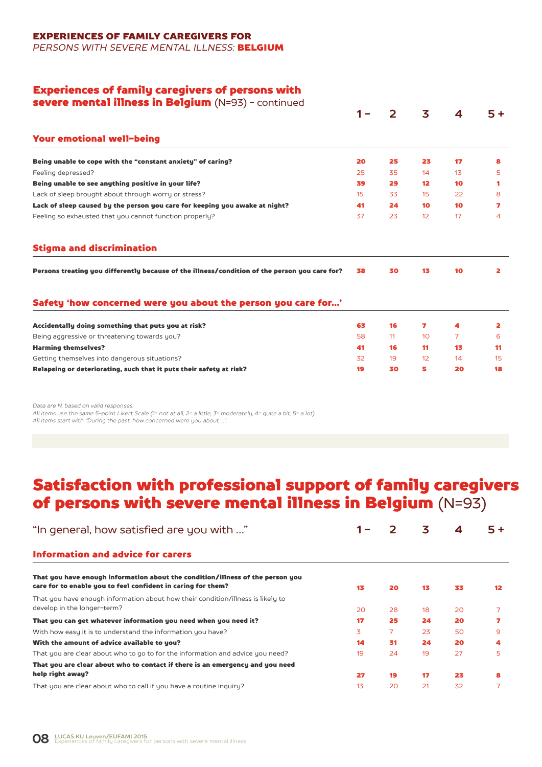**EXPERIENCES OF FAMILY CAREGIVERS FOR**
*PERSONS WITH SEVERE MENTAL ILLNESS:* **BELGIUM**

## Experiences of family caregivers of persons with severe mental illness in Belgium (N=93) – continued

| | 1 – | 2 | 3 | 4 | 5 + |
|---|---|---|---|---|---|
| **Your emotional well-being** | | | | | |
| **Being unable to cope with the "constant anxiety" of caring?** | **20** | **25** | **23** | **17** | **8** |
| Feeling depressed? | 25 | 35 | 14 | 13 | 5 |
| **Being unable to see anything positive in your life?** | **39** | **29** | **12** | **10** | **1** |
| Lack of sleep brought about through worry or stress? | 15 | 33 | 15 | 22 | 8 |
| **Lack of sleep caused by the person you care for keeping you awake at night?** | **41** | **24** | **10** | **10** | **7** |
| Feeling so exhausted that you cannot function properly? | 37 | 23 | 12 | 17 | 4 |
| **Stigma and discrimination** | | | | | |
| **Persons treating you differently because of the illness/condition of the person you care for?** | **38** | **30** | **13** | **10** | **2** |
| **Safety 'how concerned were you about the person you care for...'** | | | | | |
| **Accidentally doing something that puts you at risk?** | **63** | **16** | **7** | **4** | **2** |
| Being aggressive or threatening towards you? | 58 | 11 | 10 | 7 | 6 |
| **Harming themselves?** | **41** | **16** | **11** | **13** | **11** |
| Getting themselves into dangerous situations? | 32 | 19 | 12 | 14 | 15 |
| **Relapsing or deteriorating, such that it puts their safety at risk?** | **19** | **30** | **5** | **20** | **18** |

*Data are N, based on valid responses.*
*All items use the same 5-point Likert Scale (1= not at all, 2= a little, 3= moderately, 4= quite a bit, 5= a lot).*
*All items start with "During the past, how concerned were you about ...".*

# Satisfaction with professional support of family caregivers of persons with severe mental illness in Belgium (N=93)

| "In general, how satisfied are you with ..." | 1 – | 2 | 3 | 4 | 5 + |
|---|---|---|---|---|---|
| **Information and advice for carers** | | | | | |
| **That you have enough information about the condition/illness of the person you care for to enable you to feel confident in caring for them?** | **13** | **20** | **13** | **33** | **12** |
| That you have enough information about how their condition/illness is likely to develop in the longer-term? | 20 | 28 | 18 | 20 | 7 |
| **That you can get whatever information you need when you need it?** | **17** | **25** | **24** | **20** | **7** |
| With how easy it is to understand the information you have? | 3 | 7 | 23 | 50 | 9 |
| **With the amount of advice available to you?** | **14** | **31** | **24** | **20** | **4** |
| That you are clear about who to go to for the information and advice you need? | 19 | 24 | 19 | 27 | 5 |
| **That you are clear about who to contact if there is an emergency and you need help right away?** | **27** | **19** | **17** | **23** | **8** |
| That you are clear about who to call if you have a routine inquiry? | 13 | 20 | 21 | 32 | 7 |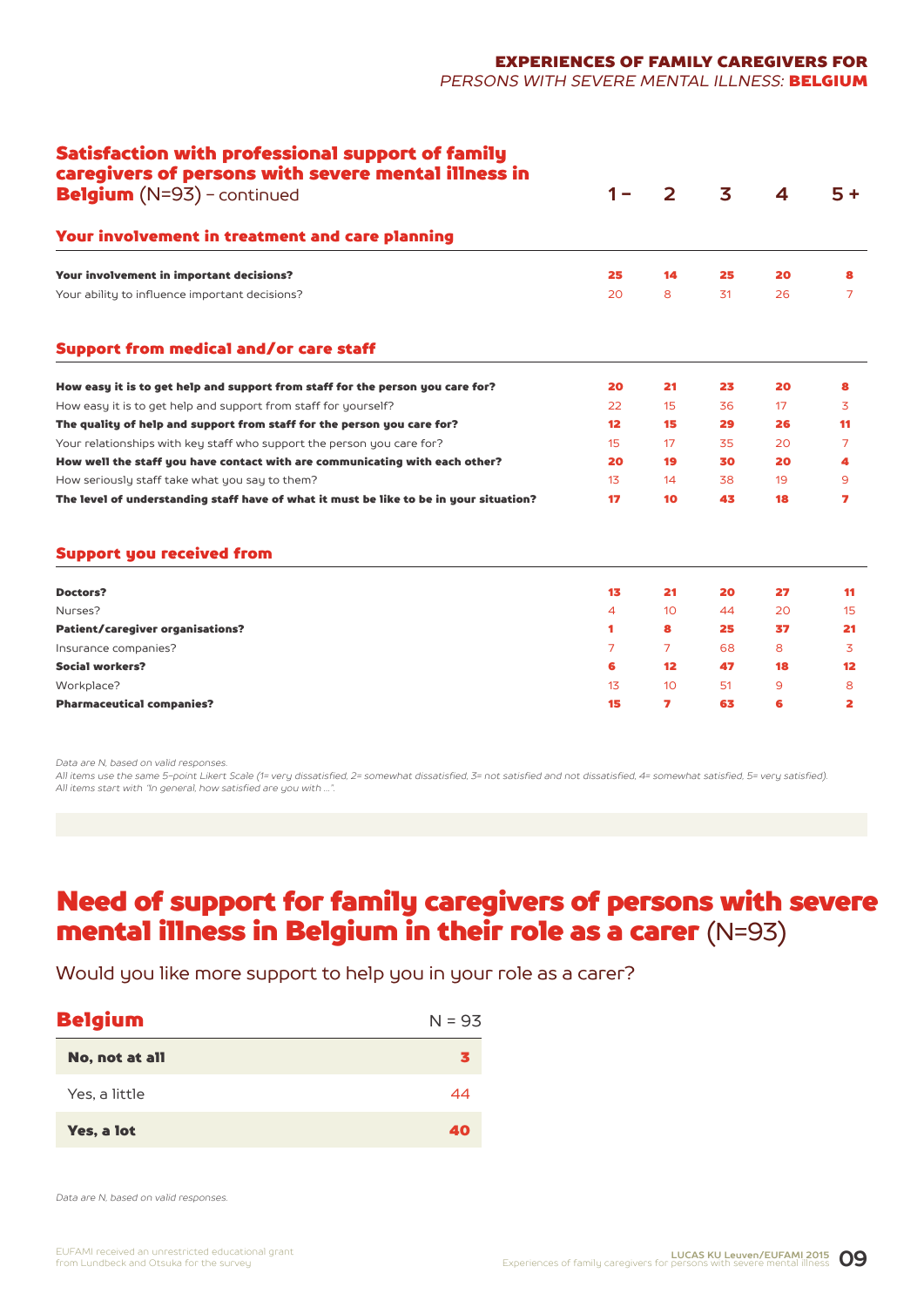## Satisfaction with professional support of family caregivers of persons with severe mental illness in Belgium (N=93) – continued

| | 1 – | 2 | 3 | 4 | 5 + |
|---|---|---|---|---|---|
| **Your involvement in treatment and care planning** | | | | | |
| **Your involvement in important decisions?** | **25** | **14** | **25** | **20** | **8** |
| Your ability to influence important decisions? | 20 | 8 | 31 | 26 | 7 |
| **Support from medical and/or care staff** | | | | | |
| **How easy it is to get help and support from staff for the person you care for?** | **20** | **21** | **23** | **20** | **8** |
| How easy it is to get help and support from staff for yourself? | 22 | 15 | 36 | 17 | 3 |
| **The quality of help and support from staff for the person you care for?** | **12** | **15** | **29** | **26** | **11** |
| Your relationships with key staff who support the person you care for? | 15 | 17 | 35 | 20 | 7 |
| **How well the staff you have contact with are communicating with each other?** | **20** | **19** | **30** | **20** | **4** |
| How seriously staff take what you say to them? | 13 | 14 | 38 | 19 | 9 |
| **The level of understanding staff have of what it must be like to be in your situation?** | **17** | **10** | **43** | **18** | **7** |
| **Support you received from** | | | | | |
| **Doctors?** | **13** | **21** | **20** | **27** | **11** |
| Nurses? | 4 | 10 | 44 | 20 | 15 |
| **Patient/caregiver organisations?** | **1** | **8** | **25** | **37** | **21** |
| Insurance companies? | 7 | 7 | 68 | 8 | 3 |
| **Social workers?** | **6** | **12** | **47** | **18** | **12** |
| Workplace? | 13 | 10 | 51 | 9 | 8 |
| **Pharmaceutical companies?** | **15** | **7** | **63** | **6** | **2** |

*Data are N, based on valid responses.*
*All items use the same 5-point Likert Scale (1= very dissatisfied, 2= somewhat dissatisfied, 3= not satisfied and not dissatisfied, 4= somewhat satisfied, 5= very satisfied).*
*All items start with "In general, how satisfied are you with ...".*

# Need of support for family caregivers of persons with severe mental illness in Belgium in their role as a carer (N=93)

Would you like more support to help you in your role as a carer?

| Belgium | N = 93 |
|---|---|
| **No, not at all** | **3** |
| Yes, a little | 44 |
| **Yes, a lot** | **40** |

*Data are N, based on valid responses.*

EUFAMI received an unrestricted educational grant from Lundbeck and Otsuka for the survey